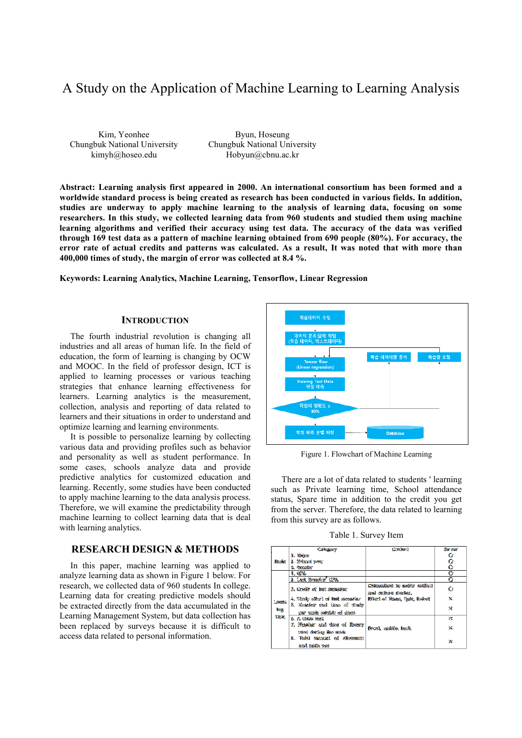# A Study on the Application of Machine Learning to Learning Analysis

Kim, Yeonhee
Chungbuk National University
kimyh@hoseo.edu

Byun, Hoseung
Chungbuk National University
Hobyun@cbnu.ac.kr

**Abstract: Learning analysis first appeared in 2000. An international consortium has been formed and a worldwide standard process is being created as research has been conducted in various fields. In addition, studies are underway to apply machine learning to the analysis of learning data, focusing on some researchers. In this study, we collected learning data from 960 students and studied them using machine learning algorithms and verified their accuracy using test data. The accuracy of the data was verified through 169 test data as a pattern of machine learning obtained from 690 people (80%). For accuracy, the error rate of actual credits and patterns was calculated. As a result, It was noted that with more than 400,000 times of study, the margin of error was collected at 8.4 %.**

**Keywords: Learning Analytics, Machine Learning, Tensorflow, Linear Regression**

## INTRODUCTION

The fourth industrial revolution is changing all industries and all areas of human life. In the field of education, the form of learning is changing by OCW and MOOC. In the field of professor design, ICT is applied to learning processes or various teaching strategies that enhance learning effectiveness for learners. Learning analytics is the measurement, collection, analysis and reporting of data related to learners and their situations in order to understand and optimize learning and learning environments.

It is possible to personalize learning by collecting various data and providing profiles such as behavior and personality as well as student performance. In some cases, schools analyze data and provide predictive analytics for customized education and learning. Recently, some studies have been conducted to apply machine learning to the data analysis process. Therefore, we will examine the predictability through machine learning to collect learning data that is deal with learning analytics.

## RESEARCH DESIGN & METHODS

In this paper, machine learning was applied to analyze learning data as shown in Figure 1 below. For research, we collected data of 960 students In college. Learning data for creating predictive models should be extracted directly from the data accumulated in the Learning Management System, but data collection has been replaced by surveys because it is difficult to access data related to personal information.

학습데이터 수집 → 데이터 분류/입력 작업 (학습 데이터, 빅스트데이터) → Tensor flow (Linear regression) → Training Test Data 학점 예측 → 학점의 정확도 ≥ 90% → 학점 예측 모델 저장 → Database

(학습 데이터량 증가, 학습량 조정)

Figure 1. Flowchart of Machine Learning

There are a lot of data related to students ' learning such as Private learning time, School attendance status, Spare time in addition to the credit you get from the server. Therefore, the data related to learning from this survey are as follows.

Table 1. Survey Item

| | Category | Content | Server |
|---|---|---|---|
| Basic | 1. Major<br>2. School year<br>3. Gender | | O<br>O<br>O |
| Learning Data | 1. GPA | | O |
| | 2. Last Semester GPA | | O |
| | 3. Credit of last semester | Categorized by major, cultural and culture studies. | O |
| | 4. Study effort of last semester<br>5. Number and time of study per week outside of class | Effect of Team, Topic, Subject | X<br>X |
| | 6. A class seat<br>7. Number and time of library used during the week<br>8. Total amount of absences and make use | Front, middle, back | X<br>X<br>X |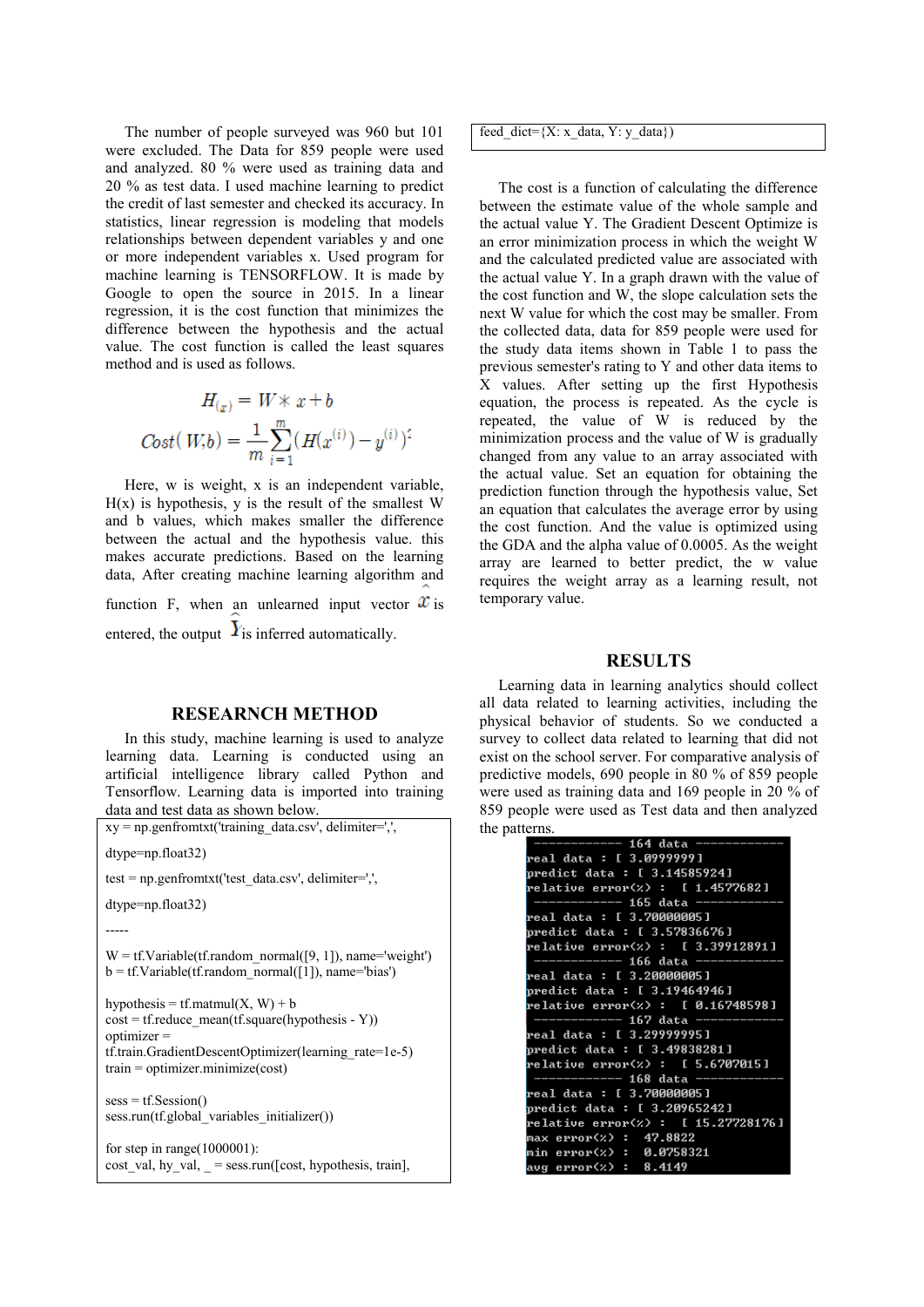The number of people surveyed was 960 but 101 were excluded. The Data for 859 people were used and analyzed. 80 % were used as training data and 20 % as test data. I used machine learning to predict the credit of last semester and checked its accuracy. In statistics, linear regression is modeling that models relationships between dependent variables y and one or more independent variables x. Used program for machine learning is TENSORFLOW. It is made by Google to open the source in 2015. In a linear regression, it is the cost function that minimizes the difference between the hypothesis and the actual value. The cost function is called the least squares method and is used as follows.

$$H_{(x)} = W * x + b$$

$$Cost(W, b) = \frac{1}{m}\sum_{i=1}^{m}(H(x^{(i)}) - y^{(i)})^2$$

Here, w is weight, x is an independent variable, H(x) is hypothesis, y is the result of the smallest W and b values, which makes smaller the difference between the actual and the hypothesis value. this makes accurate predictions. Based on the learning data, After creating machine learning algorithm and function F, when an unlearned input vector $\hat{x}$ is entered, the output $\hat{Y}$ is inferred automatically.

## RESEARNCH METHOD

In this study, machine learning is used to analyze learning data. Learning is conducted using an artificial intelligence library called Python and Tensorflow. Learning data is imported into training data and test data as shown below.

```
xy = np.genfromtxt('training_data.csv', delimiter=',',
dtype=np.float32)
test = np.genfromtxt('test_data.csv', delimiter=',',
dtype=np.float32)
-----
W = tf.Variable(tf.random_normal([9, 1]), name='weight')
b = tf.Variable(tf.random_normal([1]), name='bias')

hypothesis = tf.matmul(X, W) + b
cost = tf.reduce_mean(tf.square(hypothesis - Y))
optimizer =
tf.train.GradientDescentOptimizer(learning_rate=1e-5)
train = optimizer.minimize(cost)

sess = tf.Session()
sess.run(tf.global_variables_initializer())

for step in range(1000001):
cost_val, hy_val, _ = sess.run([cost, hypothesis, train],
feed_dict={X: x_data, Y: y_data})
```

The cost is a function of calculating the difference between the estimate value of the whole sample and the actual value Y. The Gradient Descent Optimize is an error minimization process in which the weight W and the calculated predicted value are associated with the actual value Y. In a graph drawn with the value of the cost function and W, the slope calculation sets the next W value for which the cost may be smaller. From the collected data, data for 859 people were used for the study data items shown in Table 1 to pass the previous semester's rating to Y and other data items to X values. After setting up the first Hypothesis equation, the process is repeated. As the cycle is repeated, the value of W is reduced by the minimization process and the value of W is gradually changed from any value to an array associated with the actual value. Set an equation for obtaining the prediction function through the hypothesis value, Set an equation that calculates the average error by using the cost function. And the value is optimized using the GDA and the alpha value of 0.0005. As the weight array are learned to better predict, the w value requires the weight array as a learning result, not temporary value.

## RESULTS

Learning data in learning analytics should collect all data related to learning activities, including the physical behavior of students. So we conducted a survey to collect data related to learning that did not exist on the school server. For comparative analysis of predictive models, 690 people in 80 % of 859 people were used as training data and 169 people in 20 % of 859 people were used as Test data and then analyzed the patterns.

```
------------ 164 data ------------
real data : [ 3.0999999]
predict data : [ 3.14585924]
relative error(%) :  [ 1.4577682]
------------ 165 data ------------
real data : [ 3.70000005]
predict data : [ 3.57836676]
relative error(%) :  [ 3.39912891]
------------ 166 data ------------
real data : [ 3.20000005]
predict data : [ 3.19464946]
relative error(%) :  [ 0.16748598]
------------ 167 data ------------
real data : [ 3.29999995]
predict data : [ 3.49838281]
relative error(%) :  [ 5.6707015]
------------ 168 data ------------
real data : [ 3.70000005]
predict data : [ 3.20965242]
relative error(%) :  [ 15.27728176]
max error(%) :  47.8822
min error(%) :  0.0758321
avg error(%) :  8.4149
```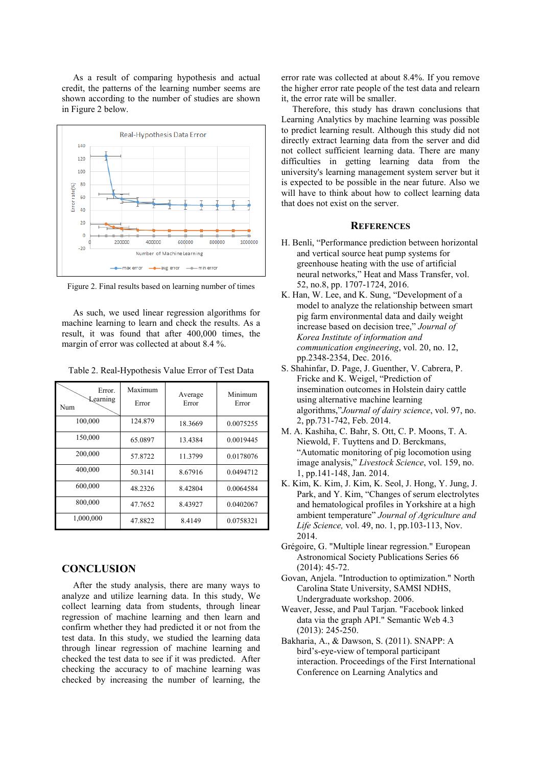As a result of comparing hypothesis and actual credit, the patterns of the learning number seems are shown according to the number of studies are shown in Figure 2 below.

Figure 2. Final results based on learning number of times

As such, we used linear regression algorithms for machine learning to learn and check the results. As a result, it was found that after 400,000 times, the margin of error was collected at about 8.4 %.

Table 2. Real-Hypothesis Value Error of Test Data

| Learning Num \ Error. | Maximum Error | Average Error | Minimum Error |
|---|---|---|---|
| 100,000 | 124.879 | 18.3669 | 0.0075255 |
| 150,000 | 65.0897 | 13.4384 | 0.0019445 |
| 200,000 | 57.8722 | 11.3799 | 0.0178076 |
| 400,000 | 50.3141 | 8.67916 | 0.0494712 |
| 600,000 | 48.2326 | 8.42804 | 0.0064584 |
| 800,000 | 47.7652 | 8.43927 | 0.0402067 |
| 1,000,000 | 47.8822 | 8.4149 | 0.0758321 |

## CONCLUSION

After the study analysis, there are many ways to analyze and utilize learning data. In this study, We collect learning data from students, through linear regression of machine learning and then learn and confirm whether they had predicted it or not from the test data. In this study, we studied the learning data through linear regression of machine learning and checked the test data to see if it was predicted. After checking the accuracy to of machine learning was checked by increasing the number of learning, the error rate was collected at about 8.4%. If you remove the higher error rate people of the test data and relearn it, the error rate will be smaller.

Therefore, this study has drawn conclusions that Learning Analytics by machine learning was possible to predict learning result. Although this study did not directly extract learning data from the server and did not collect sufficient learning data. There are many difficulties in getting learning data from the university's learning management system server but it is expected to be possible in the near future. Also we will have to think about how to collect learning data that does not exist on the server.

## REFERENCES

H. Benli, "Performance prediction between horizontal and vertical source heat pump systems for greenhouse heating with the use of artificial neural networks," Heat and Mass Transfer, vol. 52, no.8, pp. 1707-1724, 2016.

K. Han, W. Lee, and K. Sung, "Development of a model to analyze the relationship between smart pig farm environmental data and daily weight increase based on decision tree," *Journal of Korea Institute of information and communication engineering*, vol. 20, no. 12, pp.2348-2354, Dec. 2016.

S. Shahinfar, D. Page, J. Guenther, V. Cabrera, P. Fricke and K. Weigel, "Prediction of insemination outcomes in Holstein dairy cattle using alternative machine learning algorithms,"*Journal of dairy science*, vol. 97, no. 2, pp.731-742, Feb. 2014.

M. A. Kashiha, C. Bahr, S. Ott, C. P. Moons, T. A. Niewold, F. Tuyttens and D. Berckmans, "Automatic monitoring of pig locomotion using image analysis," *Livestock Science*, vol. 159, no. 1, pp.141-148, Jan. 2014.

K. Kim, K. Kim, J. Kim, K. Seol, J. Hong, Y. Jung, J. Park, and Y. Kim, "Changes of serum electrolytes and hematological profiles in Yorkshire at a high ambient temperature" *Journal of Agriculture and Life Science,* vol. 49, no. 1, pp.103-113, Nov. 2014.

Grégoire, G. "Multiple linear regression." European Astronomical Society Publications Series 66 (2014): 45-72.

Govan, Anjela. "Introduction to optimization." North Carolina State University, SAMSI NDHS, Undergraduate workshop. 2006.

Weaver, Jesse, and Paul Tarjan. "Facebook linked data via the graph API." Semantic Web 4.3 (2013): 245-250.

Bakharia, A., & Dawson, S. (2011). SNAPP: A bird's-eye-view of temporal participant interaction. Proceedings of the First International Conference on Learning Analytics and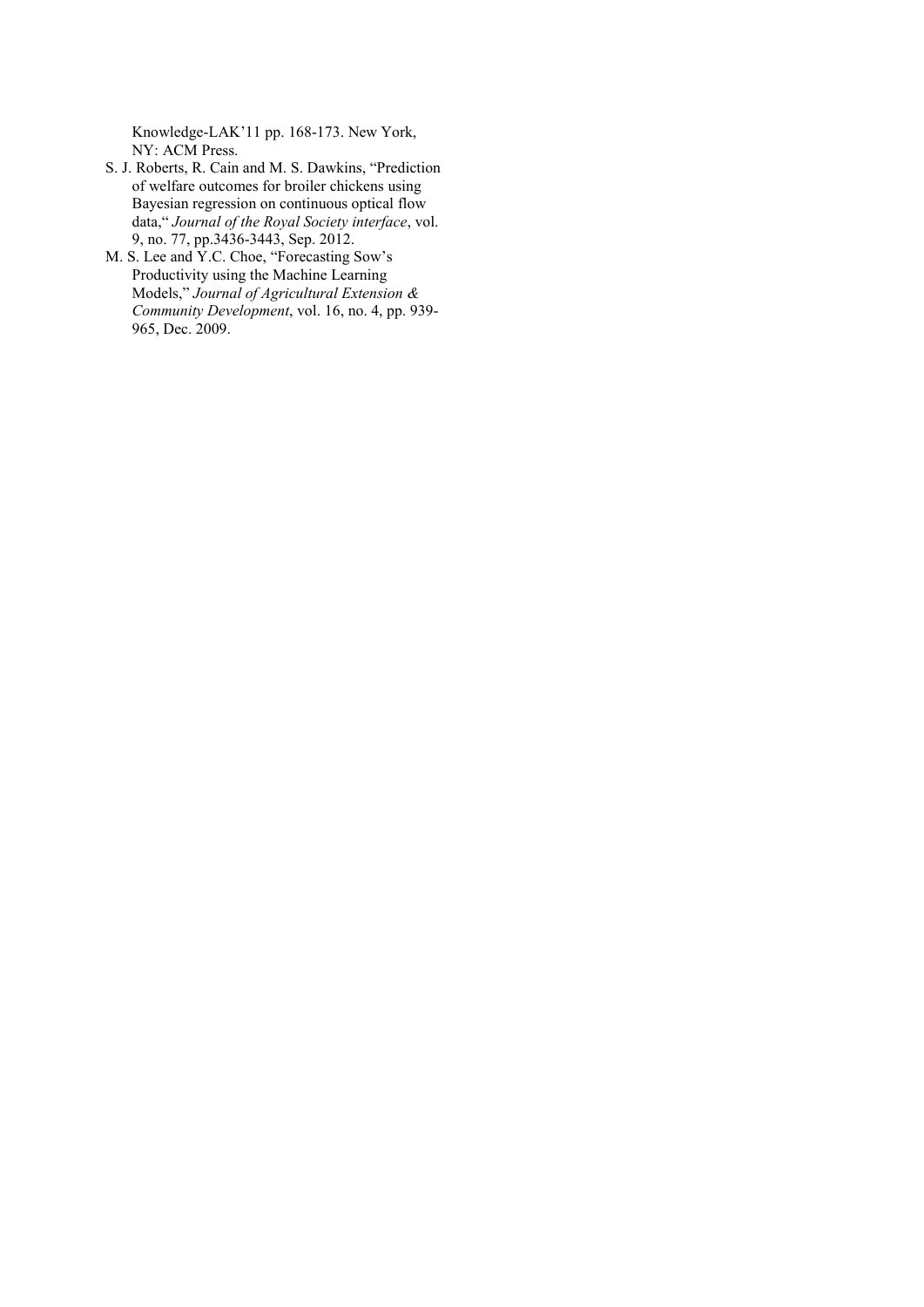Knowledge-LAK'11 pp. 168-173. New York, NY: ACM Press.

S. J. Roberts, R. Cain and M. S. Dawkins, "Prediction of welfare outcomes for broiler chickens using Bayesian regression on continuous optical flow data," *Journal of the Royal Society interface*, vol. 9, no. 77, pp.3436-3443, Sep. 2012.

M. S. Lee and Y.C. Choe, "Forecasting Sow's Productivity using the Machine Learning Models," *Journal of Agricultural Extension & Community Development*, vol. 16, no. 4, pp. 939-965, Dec. 2009.